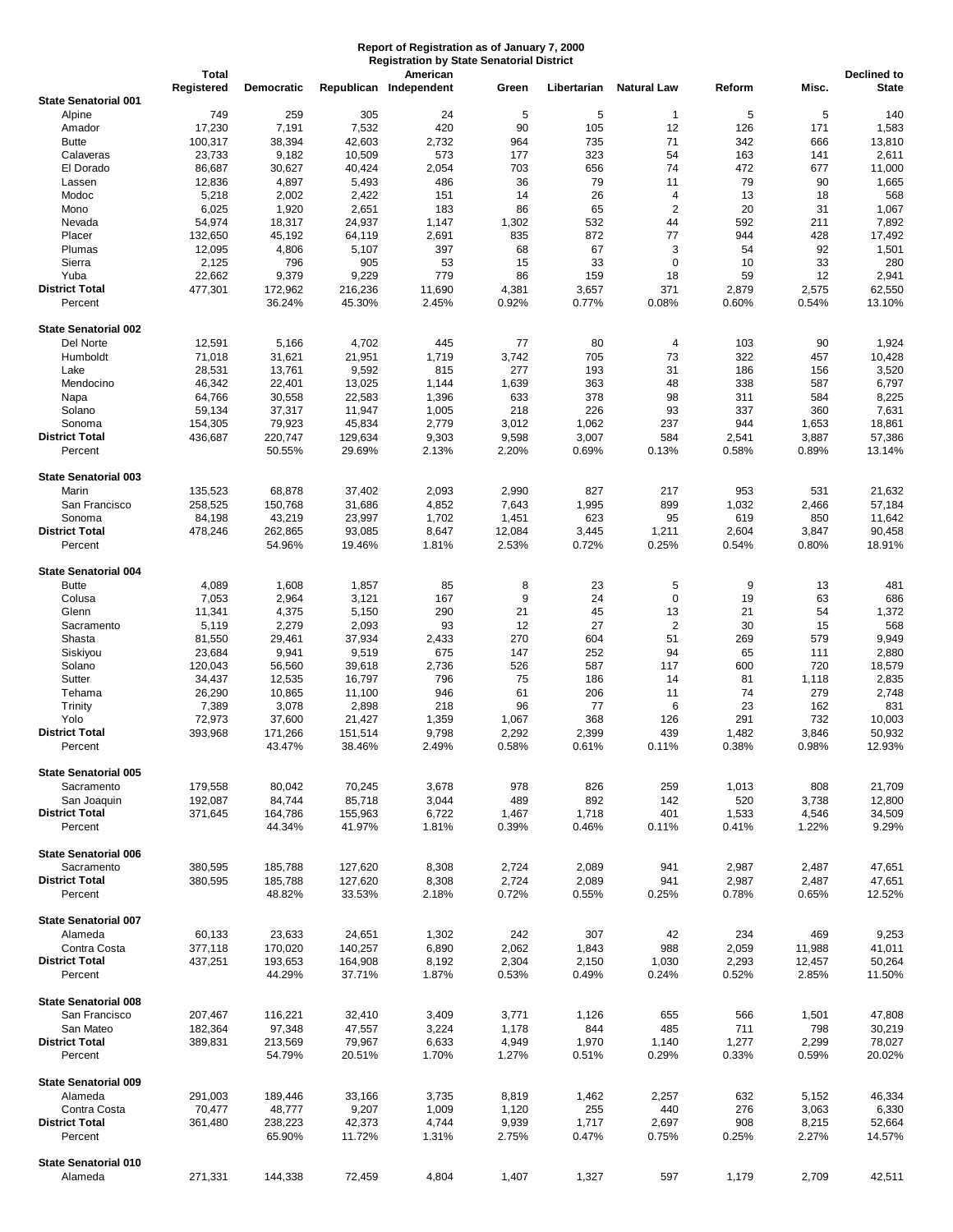**Report of Registration as of January 7, 2000**
**Registration by State Senatorial District**

| | Total Registered | Democratic | Republican | American Independent | Green | Libertarian | Natural Law | Reform | Misc. | Declined to State |
|---|---|---|---|---|---|---|---|---|---|---|
| **State Senatorial 001** | | | | | | | | | | |
| Alpine | 749 | 259 | 305 | 24 | 5 | 5 | 1 | 5 | 5 | 140 |
| Amador | 17,230 | 7,191 | 7,532 | 420 | 90 | 105 | 12 | 126 | 171 | 1,583 |
| Butte | 100,317 | 38,394 | 42,603 | 2,732 | 964 | 735 | 71 | 342 | 666 | 13,810 |
| Calaveras | 23,733 | 9,182 | 10,509 | 573 | 177 | 323 | 54 | 163 | 141 | 2,611 |
| El Dorado | 86,687 | 30,627 | 40,424 | 2,054 | 703 | 656 | 74 | 472 | 677 | 11,000 |
| Lassen | 12,836 | 4,897 | 5,493 | 486 | 36 | 79 | 11 | 79 | 90 | 1,665 |
| Modoc | 5,218 | 2,002 | 2,422 | 151 | 14 | 26 | 4 | 13 | 18 | 568 |
| Mono | 6,025 | 1,920 | 2,651 | 183 | 86 | 65 | 2 | 20 | 31 | 1,067 |
| Nevada | 54,974 | 18,317 | 24,937 | 1,147 | 1,302 | 532 | 44 | 592 | 211 | 7,892 |
| Placer | 132,650 | 45,192 | 64,119 | 2,691 | 835 | 872 | 77 | 944 | 428 | 17,492 |
| Plumas | 12,095 | 4,806 | 5,107 | 397 | 68 | 67 | 3 | 54 | 92 | 1,501 |
| Sierra | 2,125 | 796 | 905 | 53 | 15 | 33 | 0 | 10 | 33 | 280 |
| Yuba | 22,662 | 9,379 | 9,229 | 779 | 86 | 159 | 18 | 59 | 12 | 2,941 |
| **District Total** | 477,301 | 172,962 | 216,236 | 11,690 | 4,381 | 3,657 | 371 | 2,879 | 2,575 | 62,550 |
| Percent | | 36.24% | 45.30% | 2.45% | 0.92% | 0.77% | 0.08% | 0.60% | 0.54% | 13.10% |
| **State Senatorial 002** | | | | | | | | | | |
| Del Norte | 12,591 | 5,166 | 4,702 | 445 | 77 | 80 | 4 | 103 | 90 | 1,924 |
| Humboldt | 71,018 | 31,621 | 21,951 | 1,719 | 3,742 | 705 | 73 | 322 | 457 | 10,428 |
| Lake | 28,531 | 13,761 | 9,592 | 815 | 277 | 193 | 31 | 186 | 156 | 3,520 |
| Mendocino | 46,342 | 22,401 | 13,025 | 1,144 | 1,639 | 363 | 48 | 338 | 587 | 6,797 |
| Napa | 64,766 | 30,558 | 22,583 | 1,396 | 633 | 378 | 98 | 311 | 584 | 8,225 |
| Solano | 59,134 | 37,317 | 11,947 | 1,005 | 218 | 226 | 93 | 337 | 360 | 7,631 |
| Sonoma | 154,305 | 79,923 | 45,834 | 2,779 | 3,012 | 1,062 | 237 | 944 | 1,653 | 18,861 |
| **District Total** | 436,687 | 220,747 | 129,634 | 9,303 | 9,598 | 3,007 | 584 | 2,541 | 3,887 | 57,386 |
| Percent | | 50.55% | 29.69% | 2.13% | 2.20% | 0.69% | 0.13% | 0.58% | 0.89% | 13.14% |
| **State Senatorial 003** | | | | | | | | | | |
| Marin | 135,523 | 68,878 | 37,402 | 2,093 | 2,990 | 827 | 217 | 953 | 531 | 21,632 |
| San Francisco | 258,525 | 150,768 | 31,686 | 4,852 | 7,643 | 1,995 | 899 | 1,032 | 2,466 | 57,184 |
| Sonoma | 84,198 | 43,219 | 23,997 | 1,702 | 1,451 | 623 | 95 | 619 | 850 | 11,642 |
| **District Total** | 478,246 | 262,865 | 93,085 | 8,647 | 12,084 | 3,445 | 1,211 | 2,604 | 3,847 | 90,458 |
| Percent | | 54.96% | 19.46% | 1.81% | 2.53% | 0.72% | 0.25% | 0.54% | 0.80% | 18.91% |
| **State Senatorial 004** | | | | | | | | | | |
| Butte | 4,089 | 1,608 | 1,857 | 85 | 8 | 23 | 5 | 9 | 13 | 481 |
| Colusa | 7,053 | 2,964 | 3,121 | 167 | 9 | 24 | 0 | 19 | 63 | 686 |
| Glenn | 11,341 | 4,375 | 5,150 | 290 | 21 | 45 | 13 | 21 | 54 | 1,372 |
| Sacramento | 5,119 | 2,279 | 2,093 | 93 | 12 | 27 | 2 | 30 | 15 | 568 |
| Shasta | 81,550 | 29,461 | 37,934 | 2,433 | 270 | 604 | 51 | 269 | 579 | 9,949 |
| Siskiyou | 23,684 | 9,941 | 9,519 | 675 | 147 | 252 | 94 | 65 | 111 | 2,880 |
| Solano | 120,043 | 56,560 | 39,618 | 2,736 | 526 | 587 | 117 | 600 | 720 | 18,579 |
| Sutter | 34,437 | 12,535 | 16,797 | 796 | 75 | 186 | 14 | 81 | 1,118 | 2,835 |
| Tehama | 26,290 | 10,865 | 11,100 | 946 | 61 | 206 | 11 | 74 | 279 | 2,748 |
| Trinity | 7,389 | 3,078 | 2,898 | 218 | 96 | 77 | 6 | 23 | 162 | 831 |
| Yolo | 72,973 | 37,600 | 21,427 | 1,359 | 1,067 | 368 | 126 | 291 | 732 | 10,003 |
| **District Total** | 393,968 | 171,266 | 151,514 | 9,798 | 2,292 | 2,399 | 439 | 1,482 | 3,846 | 50,932 |
| Percent | | 43.47% | 38.46% | 2.49% | 0.58% | 0.61% | 0.11% | 0.38% | 0.98% | 12.93% |
| **State Senatorial 005** | | | | | | | | | | |
| Sacramento | 179,558 | 80,042 | 70,245 | 3,678 | 978 | 826 | 259 | 1,013 | 808 | 21,709 |
| San Joaquin | 192,087 | 84,744 | 85,718 | 3,044 | 489 | 892 | 142 | 520 | 3,738 | 12,800 |
| **District Total** | 371,645 | 164,786 | 155,963 | 6,722 | 1,467 | 1,718 | 401 | 1,533 | 4,546 | 34,509 |
| Percent | | 44.34% | 41.97% | 1.81% | 0.39% | 0.46% | 0.11% | 0.41% | 1.22% | 9.29% |
| **State Senatorial 006** | | | | | | | | | | |
| Sacramento | 380,595 | 185,788 | 127,620 | 8,308 | 2,724 | 2,089 | 941 | 2,987 | 2,487 | 47,651 |
| **District Total** | 380,595 | 185,788 | 127,620 | 8,308 | 2,724 | 2,089 | 941 | 2,987 | 2,487 | 47,651 |
| Percent | | 48.82% | 33.53% | 2.18% | 0.72% | 0.55% | 0.25% | 0.78% | 0.65% | 12.52% |
| **State Senatorial 007** | | | | | | | | | | |
| Alameda | 60,133 | 23,633 | 24,651 | 1,302 | 242 | 307 | 42 | 234 | 469 | 9,253 |
| Contra Costa | 377,118 | 170,020 | 140,257 | 6,890 | 2,062 | 1,843 | 988 | 2,059 | 11,988 | 41,011 |
| **District Total** | 437,251 | 193,653 | 164,908 | 8,192 | 2,304 | 2,150 | 1,030 | 2,293 | 12,457 | 50,264 |
| Percent | | 44.29% | 37.71% | 1.87% | 0.53% | 0.49% | 0.24% | 0.52% | 2.85% | 11.50% |
| **State Senatorial 008** | | | | | | | | | | |
| San Francisco | 207,467 | 116,221 | 32,410 | 3,409 | 3,771 | 1,126 | 655 | 566 | 1,501 | 47,808 |
| San Mateo | 182,364 | 97,348 | 47,557 | 3,224 | 1,178 | 844 | 485 | 711 | 798 | 30,219 |
| **District Total** | 389,831 | 213,569 | 79,967 | 6,633 | 4,949 | 1,970 | 1,140 | 1,277 | 2,299 | 78,027 |
| Percent | | 54.79% | 20.51% | 1.70% | 1.27% | 0.51% | 0.29% | 0.33% | 0.59% | 20.02% |
| **State Senatorial 009** | | | | | | | | | | |
| Alameda | 291,003 | 189,446 | 33,166 | 3,735 | 8,819 | 1,462 | 2,257 | 632 | 5,152 | 46,334 |
| Contra Costa | 70,477 | 48,777 | 9,207 | 1,009 | 1,120 | 255 | 440 | 276 | 3,063 | 6,330 |
| **District Total** | 361,480 | 238,223 | 42,373 | 4,744 | 9,939 | 1,717 | 2,697 | 908 | 8,215 | 52,664 |
| Percent | | 65.90% | 11.72% | 1.31% | 2.75% | 0.47% | 0.75% | 0.25% | 2.27% | 14.57% |
| **State Senatorial 010** | | | | | | | | | | |
| Alameda | 271,331 | 144,338 | 72,459 | 4,804 | 1,407 | 1,327 | 597 | 1,179 | 2,709 | 42,511 |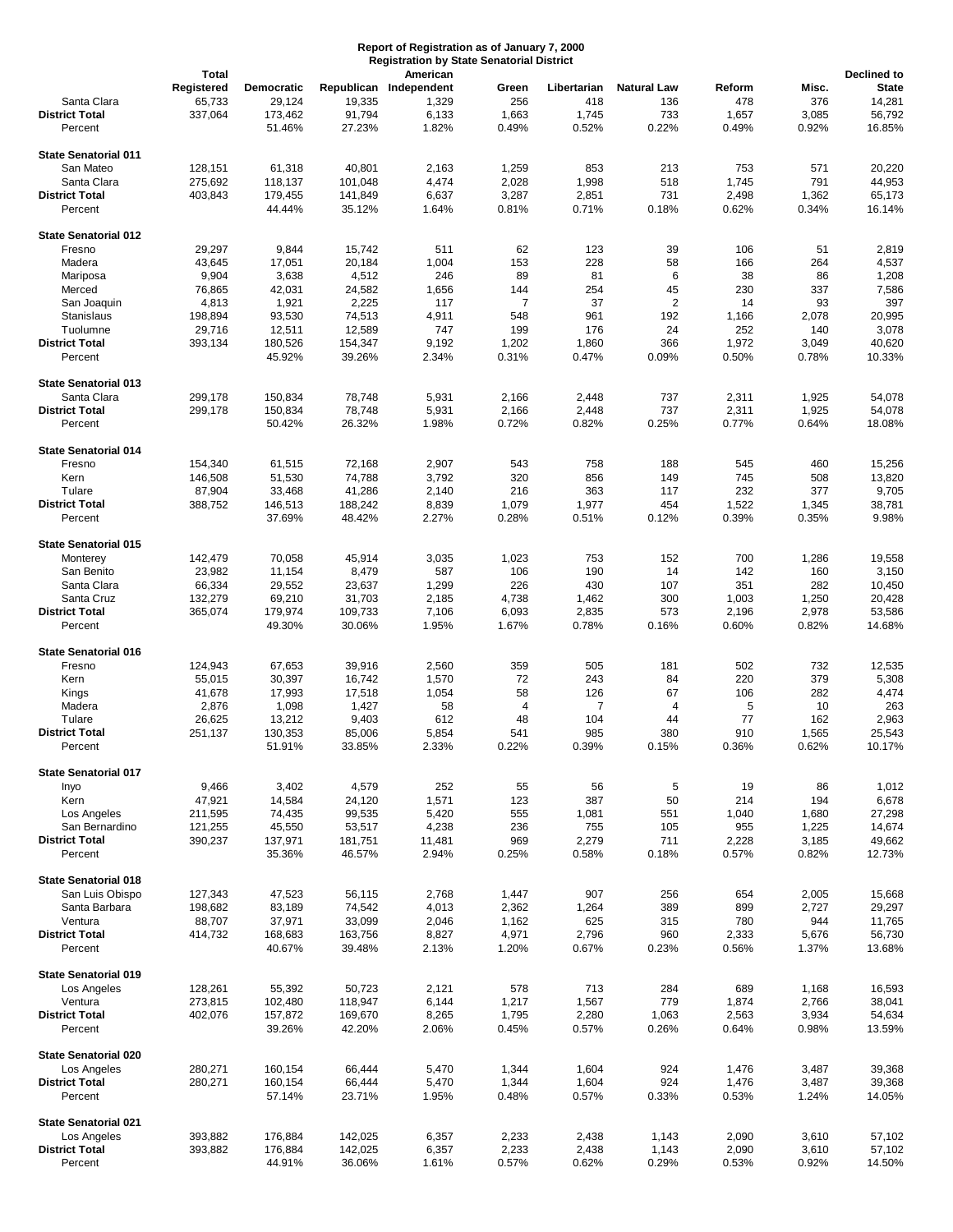**Report of Registration as of January 7, 2000**
**Registration by State Senatorial District**

| | Total Registered | Democratic | Republican | American Independent | Green | Libertarian | Natural Law | Reform | Misc. | Declined to State |
|---|---|---|---|---|---|---|---|---|---|---|
| Santa Clara | 65,733 | 29,124 | 19,335 | 1,329 | 256 | 418 | 136 | 478 | 376 | 14,281 |
| **District Total** | 337,064 | 173,462 | 91,794 | 6,133 | 1,663 | 1,745 | 733 | 1,657 | 3,085 | 56,792 |
| Percent | | 51.46% | 27.23% | 1.82% | 0.49% | 0.52% | 0.22% | 0.49% | 0.92% | 16.85% |
| **State Senatorial 011** | | | | | | | | | | |
| San Mateo | 128,151 | 61,318 | 40,801 | 2,163 | 1,259 | 853 | 213 | 753 | 571 | 20,220 |
| Santa Clara | 275,692 | 118,137 | 101,048 | 4,474 | 2,028 | 1,998 | 518 | 1,745 | 791 | 44,953 |
| **District Total** | 403,843 | 179,455 | 141,849 | 6,637 | 3,287 | 2,851 | 731 | 2,498 | 1,362 | 65,173 |
| Percent | | 44.44% | 35.12% | 1.64% | 0.81% | 0.71% | 0.18% | 0.62% | 0.34% | 16.14% |
| **State Senatorial 012** | | | | | | | | | | |
| Fresno | 29,297 | 9,844 | 15,742 | 511 | 62 | 123 | 39 | 106 | 51 | 2,819 |
| Madera | 43,645 | 17,051 | 20,184 | 1,004 | 153 | 228 | 58 | 166 | 264 | 4,537 |
| Mariposa | 9,904 | 3,638 | 4,512 | 246 | 89 | 81 | 6 | 38 | 86 | 1,208 |
| Merced | 76,865 | 42,031 | 24,582 | 1,656 | 144 | 254 | 45 | 230 | 337 | 7,586 |
| San Joaquin | 4,813 | 1,921 | 2,225 | 117 | 7 | 37 | 2 | 14 | 93 | 397 |
| Stanislaus | 198,894 | 93,530 | 74,513 | 4,911 | 548 | 961 | 192 | 1,166 | 2,078 | 20,995 |
| Tuolumne | 29,716 | 12,511 | 12,589 | 747 | 199 | 176 | 24 | 252 | 140 | 3,078 |
| **District Total** | 393,134 | 180,526 | 154,347 | 9,192 | 1,202 | 1,860 | 366 | 1,972 | 3,049 | 40,620 |
| Percent | | 45.92% | 39.26% | 2.34% | 0.31% | 0.47% | 0.09% | 0.50% | 0.78% | 10.33% |
| **State Senatorial 013** | | | | | | | | | | |
| Santa Clara | 299,178 | 150,834 | 78,748 | 5,931 | 2,166 | 2,448 | 737 | 2,311 | 1,925 | 54,078 |
| **District Total** | 299,178 | 150,834 | 78,748 | 5,931 | 2,166 | 2,448 | 737 | 2,311 | 1,925 | 54,078 |
| Percent | | 50.42% | 26.32% | 1.98% | 0.72% | 0.82% | 0.25% | 0.77% | 0.64% | 18.08% |
| **State Senatorial 014** | | | | | | | | | | |
| Fresno | 154,340 | 61,515 | 72,168 | 2,907 | 543 | 758 | 188 | 545 | 460 | 15,256 |
| Kern | 146,508 | 51,530 | 74,788 | 3,792 | 320 | 856 | 149 | 745 | 508 | 13,820 |
| Tulare | 87,904 | 33,468 | 41,286 | 2,140 | 216 | 363 | 117 | 232 | 377 | 9,705 |
| **District Total** | 388,752 | 146,513 | 188,242 | 8,839 | 1,079 | 1,977 | 454 | 1,522 | 1,345 | 38,781 |
| Percent | | 37.69% | 48.42% | 2.27% | 0.28% | 0.51% | 0.12% | 0.39% | 0.35% | 9.98% |
| **State Senatorial 015** | | | | | | | | | | |
| Monterey | 142,479 | 70,058 | 45,914 | 3,035 | 1,023 | 753 | 152 | 700 | 1,286 | 19,558 |
| San Benito | 23,982 | 11,154 | 8,479 | 587 | 106 | 190 | 14 | 142 | 160 | 3,150 |
| Santa Clara | 66,334 | 29,552 | 23,637 | 1,299 | 226 | 430 | 107 | 351 | 282 | 10,450 |
| Santa Cruz | 132,279 | 69,210 | 31,703 | 2,185 | 4,738 | 1,462 | 300 | 1,003 | 1,250 | 20,428 |
| **District Total** | 365,074 | 179,974 | 109,733 | 7,106 | 6,093 | 2,835 | 573 | 2,196 | 2,978 | 53,586 |
| Percent | | 49.30% | 30.06% | 1.95% | 1.67% | 0.78% | 0.16% | 0.60% | 0.82% | 14.68% |
| **State Senatorial 016** | | | | | | | | | | |
| Fresno | 124,943 | 67,653 | 39,916 | 2,560 | 359 | 505 | 181 | 502 | 732 | 12,535 |
| Kern | 55,015 | 30,397 | 16,742 | 1,570 | 72 | 243 | 84 | 220 | 379 | 5,308 |
| Kings | 41,678 | 17,993 | 17,518 | 1,054 | 58 | 126 | 67 | 106 | 282 | 4,474 |
| Madera | 2,876 | 1,098 | 1,427 | 58 | 4 | 7 | 4 | 5 | 10 | 263 |
| Tulare | 26,625 | 13,212 | 9,403 | 612 | 48 | 104 | 44 | 77 | 162 | 2,963 |
| **District Total** | 251,137 | 130,353 | 85,006 | 5,854 | 541 | 985 | 380 | 910 | 1,565 | 25,543 |
| Percent | | 51.91% | 33.85% | 2.33% | 0.22% | 0.39% | 0.15% | 0.36% | 0.62% | 10.17% |
| **State Senatorial 017** | | | | | | | | | | |
| Inyo | 9,466 | 3,402 | 4,579 | 252 | 55 | 56 | 5 | 19 | 86 | 1,012 |
| Kern | 47,921 | 14,584 | 24,120 | 1,571 | 123 | 387 | 50 | 214 | 194 | 6,678 |
| Los Angeles | 211,595 | 74,435 | 99,535 | 5,420 | 555 | 1,081 | 551 | 1,040 | 1,680 | 27,298 |
| San Bernardino | 121,255 | 45,550 | 53,517 | 4,238 | 236 | 755 | 105 | 955 | 1,225 | 14,674 |
| **District Total** | 390,237 | 137,971 | 181,751 | 11,481 | 969 | 2,279 | 711 | 2,228 | 3,185 | 49,662 |
| Percent | | 35.36% | 46.57% | 2.94% | 0.25% | 0.58% | 0.18% | 0.57% | 0.82% | 12.73% |
| **State Senatorial 018** | | | | | | | | | | |
| San Luis Obispo | 127,343 | 47,523 | 56,115 | 2,768 | 1,447 | 907 | 256 | 654 | 2,005 | 15,668 |
| Santa Barbara | 198,682 | 83,189 | 74,542 | 4,013 | 2,362 | 1,264 | 389 | 899 | 2,727 | 29,297 |
| Ventura | 88,707 | 37,971 | 33,099 | 2,046 | 1,162 | 625 | 315 | 780 | 944 | 11,765 |
| **District Total** | 414,732 | 168,683 | 163,756 | 8,827 | 4,971 | 2,796 | 960 | 2,333 | 5,676 | 56,730 |
| Percent | | 40.67% | 39.48% | 2.13% | 1.20% | 0.67% | 0.23% | 0.56% | 1.37% | 13.68% |
| **State Senatorial 019** | | | | | | | | | | |
| Los Angeles | 128,261 | 55,392 | 50,723 | 2,121 | 578 | 713 | 284 | 689 | 1,168 | 16,593 |
| Ventura | 273,815 | 102,480 | 118,947 | 6,144 | 1,217 | 1,567 | 779 | 1,874 | 2,766 | 38,041 |
| **District Total** | 402,076 | 157,872 | 169,670 | 8,265 | 1,795 | 2,280 | 1,063 | 2,563 | 3,934 | 54,634 |
| Percent | | 39.26% | 42.20% | 2.06% | 0.45% | 0.57% | 0.26% | 0.64% | 0.98% | 13.59% |
| **State Senatorial 020** | | | | | | | | | | |
| Los Angeles | 280,271 | 160,154 | 66,444 | 5,470 | 1,344 | 1,604 | 924 | 1,476 | 3,487 | 39,368 |
| **District Total** | 280,271 | 160,154 | 66,444 | 5,470 | 1,344 | 1,604 | 924 | 1,476 | 3,487 | 39,368 |
| Percent | | 57.14% | 23.71% | 1.95% | 0.48% | 0.57% | 0.33% | 0.53% | 1.24% | 14.05% |
| **State Senatorial 021** | | | | | | | | | | |
| Los Angeles | 393,882 | 176,884 | 142,025 | 6,357 | 2,233 | 2,438 | 1,143 | 2,090 | 3,610 | 57,102 |
| **District Total** | 393,882 | 176,884 | 142,025 | 6,357 | 2,233 | 2,438 | 1,143 | 2,090 | 3,610 | 57,102 |
| Percent | | 44.91% | 36.06% | 1.61% | 0.57% | 0.62% | 0.29% | 0.53% | 0.92% | 14.50% |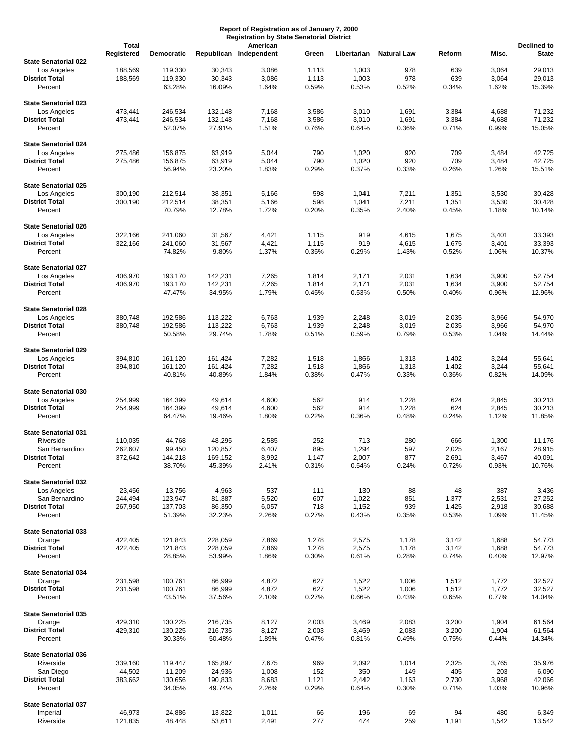**Report of Registration as of January 7, 2000**
**Registration by State Senatorial District**

| | Total Registered | Democratic | Republican | American Independent | Green | Libertarian | Natural Law | Reform | Misc. | Declined to State |
|---|---|---|---|---|---|---|---|---|---|---|
| **State Senatorial 022** | | | | | | | | | | |
| Los Angeles | 188,569 | 119,330 | 30,343 | 3,086 | 1,113 | 1,003 | 978 | 639 | 3,064 | 29,013 |
| **District Total** | 188,569 | 119,330 | 30,343 | 3,086 | 1,113 | 1,003 | 978 | 639 | 3,064 | 29,013 |
| Percent | | 63.28% | 16.09% | 1.64% | 0.59% | 0.53% | 0.52% | 0.34% | 1.62% | 15.39% |
| **State Senatorial 023** | | | | | | | | | | |
| Los Angeles | 473,441 | 246,534 | 132,148 | 7,168 | 3,586 | 3,010 | 1,691 | 3,384 | 4,688 | 71,232 |
| **District Total** | 473,441 | 246,534 | 132,148 | 7,168 | 3,586 | 3,010 | 1,691 | 3,384 | 4,688 | 71,232 |
| Percent | | 52.07% | 27.91% | 1.51% | 0.76% | 0.64% | 0.36% | 0.71% | 0.99% | 15.05% |
| **State Senatorial 024** | | | | | | | | | | |
| Los Angeles | 275,486 | 156,875 | 63,919 | 5,044 | 790 | 1,020 | 920 | 709 | 3,484 | 42,725 |
| **District Total** | 275,486 | 156,875 | 63,919 | 5,044 | 790 | 1,020 | 920 | 709 | 3,484 | 42,725 |
| Percent | | 56.94% | 23.20% | 1.83% | 0.29% | 0.37% | 0.33% | 0.26% | 1.26% | 15.51% |
| **State Senatorial 025** | | | | | | | | | | |
| Los Angeles | 300,190 | 212,514 | 38,351 | 5,166 | 598 | 1,041 | 7,211 | 1,351 | 3,530 | 30,428 |
| **District Total** | 300,190 | 212,514 | 38,351 | 5,166 | 598 | 1,041 | 7,211 | 1,351 | 3,530 | 30,428 |
| Percent | | 70.79% | 12.78% | 1.72% | 0.20% | 0.35% | 2.40% | 0.45% | 1.18% | 10.14% |
| **State Senatorial 026** | | | | | | | | | | |
| Los Angeles | 322,166 | 241,060 | 31,567 | 4,421 | 1,115 | 919 | 4,615 | 1,675 | 3,401 | 33,393 |
| **District Total** | 322,166 | 241,060 | 31,567 | 4,421 | 1,115 | 919 | 4,615 | 1,675 | 3,401 | 33,393 |
| Percent | | 74.82% | 9.80% | 1.37% | 0.35% | 0.29% | 1.43% | 0.52% | 1.06% | 10.37% |
| **State Senatorial 027** | | | | | | | | | | |
| Los Angeles | 406,970 | 193,170 | 142,231 | 7,265 | 1,814 | 2,171 | 2,031 | 1,634 | 3,900 | 52,754 |
| **District Total** | 406,970 | 193,170 | 142,231 | 7,265 | 1,814 | 2,171 | 2,031 | 1,634 | 3,900 | 52,754 |
| Percent | | 47.47% | 34.95% | 1.79% | 0.45% | 0.53% | 0.50% | 0.40% | 0.96% | 12.96% |
| **State Senatorial 028** | | | | | | | | | | |
| Los Angeles | 380,748 | 192,586 | 113,222 | 6,763 | 1,939 | 2,248 | 3,019 | 2,035 | 3,966 | 54,970 |
| **District Total** | 380,748 | 192,586 | 113,222 | 6,763 | 1,939 | 2,248 | 3,019 | 2,035 | 3,966 | 54,970 |
| Percent | | 50.58% | 29.74% | 1.78% | 0.51% | 0.59% | 0.79% | 0.53% | 1.04% | 14.44% |
| **State Senatorial 029** | | | | | | | | | | |
| Los Angeles | 394,810 | 161,120 | 161,424 | 7,282 | 1,518 | 1,866 | 1,313 | 1,402 | 3,244 | 55,641 |
| **District Total** | 394,810 | 161,120 | 161,424 | 7,282 | 1,518 | 1,866 | 1,313 | 1,402 | 3,244 | 55,641 |
| Percent | | 40.81% | 40.89% | 1.84% | 0.38% | 0.47% | 0.33% | 0.36% | 0.82% | 14.09% |
| **State Senatorial 030** | | | | | | | | | | |
| Los Angeles | 254,999 | 164,399 | 49,614 | 4,600 | 562 | 914 | 1,228 | 624 | 2,845 | 30,213 |
| **District Total** | 254,999 | 164,399 | 49,614 | 4,600 | 562 | 914 | 1,228 | 624 | 2,845 | 30,213 |
| Percent | | 64.47% | 19.46% | 1.80% | 0.22% | 0.36% | 0.48% | 0.24% | 1.12% | 11.85% |
| **State Senatorial 031** | | | | | | | | | | |
| Riverside | 110,035 | 44,768 | 48,295 | 2,585 | 252 | 713 | 280 | 666 | 1,300 | 11,176 |
| San Bernardino | 262,607 | 99,450 | 120,857 | 6,407 | 895 | 1,294 | 597 | 2,025 | 2,167 | 28,915 |
| **District Total** | 372,642 | 144,218 | 169,152 | 8,992 | 1,147 | 2,007 | 877 | 2,691 | 3,467 | 40,091 |
| Percent | | 38.70% | 45.39% | 2.41% | 0.31% | 0.54% | 0.24% | 0.72% | 0.93% | 10.76% |
| **State Senatorial 032** | | | | | | | | | | |
| Los Angeles | 23,456 | 13,756 | 4,963 | 537 | 111 | 130 | 88 | 48 | 387 | 3,436 |
| San Bernardino | 244,494 | 123,947 | 81,387 | 5,520 | 607 | 1,022 | 851 | 1,377 | 2,531 | 27,252 |
| **District Total** | 267,950 | 137,703 | 86,350 | 6,057 | 718 | 1,152 | 939 | 1,425 | 2,918 | 30,688 |
| Percent | | 51.39% | 32.23% | 2.26% | 0.27% | 0.43% | 0.35% | 0.53% | 1.09% | 11.45% |
| **State Senatorial 033** | | | | | | | | | | |
| Orange | 422,405 | 121,843 | 228,059 | 7,869 | 1,278 | 2,575 | 1,178 | 3,142 | 1,688 | 54,773 |
| **District Total** | 422,405 | 121,843 | 228,059 | 7,869 | 1,278 | 2,575 | 1,178 | 3,142 | 1,688 | 54,773 |
| Percent | | 28.85% | 53.99% | 1.86% | 0.30% | 0.61% | 0.28% | 0.74% | 0.40% | 12.97% |
| **State Senatorial 034** | | | | | | | | | | |
| Orange | 231,598 | 100,761 | 86,999 | 4,872 | 627 | 1,522 | 1,006 | 1,512 | 1,772 | 32,527 |
| **District Total** | 231,598 | 100,761 | 86,999 | 4,872 | 627 | 1,522 | 1,006 | 1,512 | 1,772 | 32,527 |
| Percent | | 43.51% | 37.56% | 2.10% | 0.27% | 0.66% | 0.43% | 0.65% | 0.77% | 14.04% |
| **State Senatorial 035** | | | | | | | | | | |
| Orange | 429,310 | 130,225 | 216,735 | 8,127 | 2,003 | 3,469 | 2,083 | 3,200 | 1,904 | 61,564 |
| **District Total** | 429,310 | 130,225 | 216,735 | 8,127 | 2,003 | 3,469 | 2,083 | 3,200 | 1,904 | 61,564 |
| Percent | | 30.33% | 50.48% | 1.89% | 0.47% | 0.81% | 0.49% | 0.75% | 0.44% | 14.34% |
| **State Senatorial 036** | | | | | | | | | | |
| Riverside | 339,160 | 119,447 | 165,897 | 7,675 | 969 | 2,092 | 1,014 | 2,325 | 3,765 | 35,976 |
| San Diego | 44,502 | 11,209 | 24,936 | 1,008 | 152 | 350 | 149 | 405 | 203 | 6,090 |
| **District Total** | 383,662 | 130,656 | 190,833 | 8,683 | 1,121 | 2,442 | 1,163 | 2,730 | 3,968 | 42,066 |
| Percent | | 34.05% | 49.74% | 2.26% | 0.29% | 0.64% | 0.30% | 0.71% | 1.03% | 10.96% |
| **State Senatorial 037** | | | | | | | | | | |
| Imperial | 46,973 | 24,886 | 13,822 | 1,011 | 66 | 196 | 69 | 94 | 480 | 6,349 |
| Riverside | 121,835 | 48,448 | 53,611 | 2,491 | 277 | 474 | 259 | 1,191 | 1,542 | 13,542 |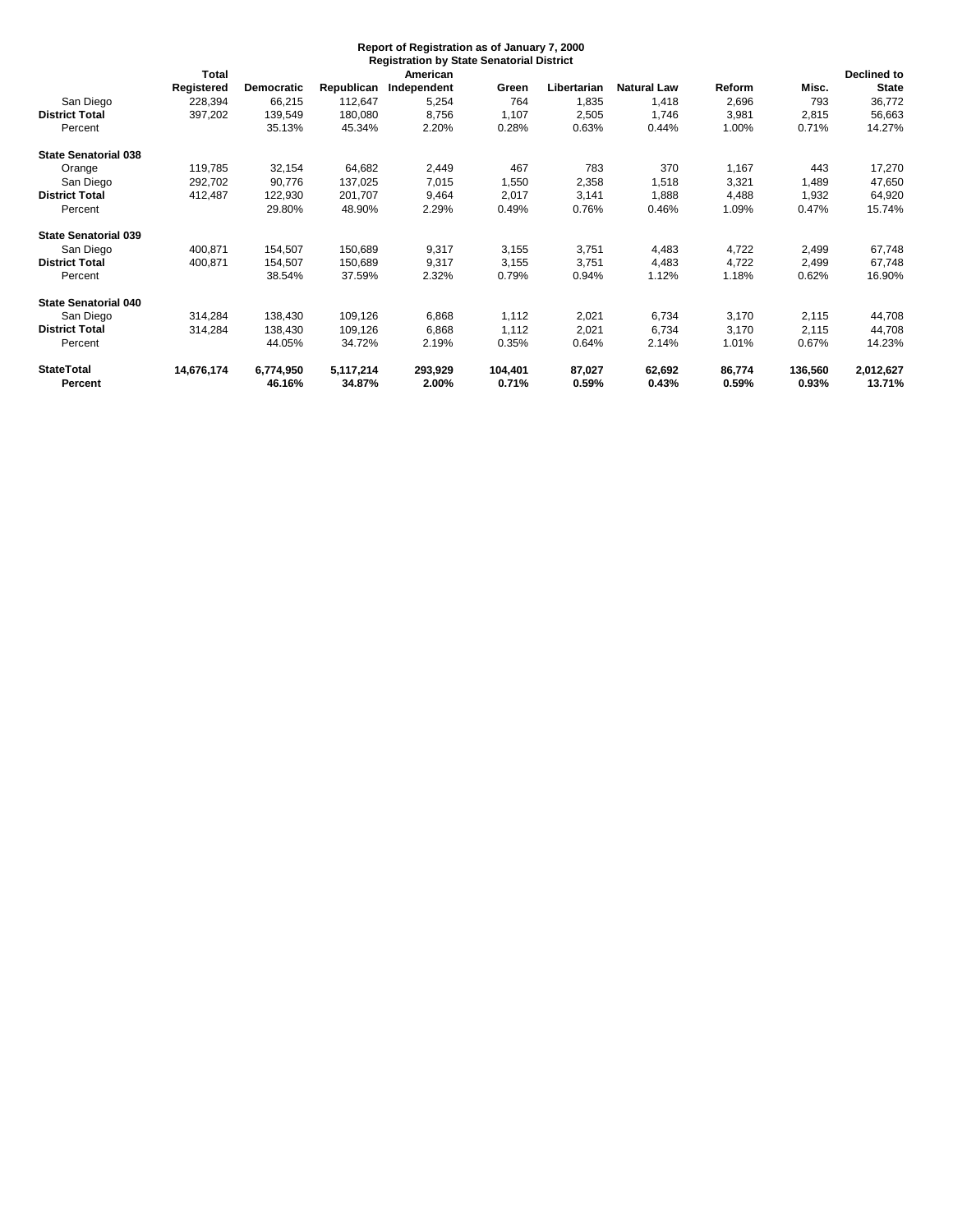**Report of Registration as of January 7, 2000**
**Registration by State Senatorial District**

| | Total Registered | Democratic | Republican | American Independent | Green | Libertarian | Natural Law | Reform | Misc. | Declined to State |
|---|---|---|---|---|---|---|---|---|---|---|
| San Diego | 228,394 | 66,215 | 112,647 | 5,254 | 764 | 1,835 | 1,418 | 2,696 | 793 | 36,772 |
| **District Total** | 397,202 | 139,549 | 180,080 | 8,756 | 1,107 | 2,505 | 1,746 | 3,981 | 2,815 | 56,663 |
| Percent | | 35.13% | 45.34% | 2.20% | 0.28% | 0.63% | 0.44% | 1.00% | 0.71% | 14.27% |
| **State Senatorial 038** | | | | | | | | | | |
| Orange | 119,785 | 32,154 | 64,682 | 2,449 | 467 | 783 | 370 | 1,167 | 443 | 17,270 |
| San Diego | 292,702 | 90,776 | 137,025 | 7,015 | 1,550 | 2,358 | 1,518 | 3,321 | 1,489 | 47,650 |
| **District Total** | 412,487 | 122,930 | 201,707 | 9,464 | 2,017 | 3,141 | 1,888 | 4,488 | 1,932 | 64,920 |
| Percent | | 29.80% | 48.90% | 2.29% | 0.49% | 0.76% | 0.46% | 1.09% | 0.47% | 15.74% |
| **State Senatorial 039** | | | | | | | | | | |
| San Diego | 400,871 | 154,507 | 150,689 | 9,317 | 3,155 | 3,751 | 4,483 | 4,722 | 2,499 | 67,748 |
| **District Total** | 400,871 | 154,507 | 150,689 | 9,317 | 3,155 | 3,751 | 4,483 | 4,722 | 2,499 | 67,748 |
| Percent | | 38.54% | 37.59% | 2.32% | 0.79% | 0.94% | 1.12% | 1.18% | 0.62% | 16.90% |
| **State Senatorial 040** | | | | | | | | | | |
| San Diego | 314,284 | 138,430 | 109,126 | 6,868 | 1,112 | 2,021 | 6,734 | 3,170 | 2,115 | 44,708 |
| **District Total** | 314,284 | 138,430 | 109,126 | 6,868 | 1,112 | 2,021 | 6,734 | 3,170 | 2,115 | 44,708 |
| Percent | | 44.05% | 34.72% | 2.19% | 0.35% | 0.64% | 2.14% | 1.01% | 0.67% | 14.23% |
| **StateTotal** | **14,676,174** | **6,774,950** | **5,117,214** | **293,929** | **104,401** | **87,027** | **62,692** | **86,774** | **136,560** | **2,012,627** |
| **Percent** | | **46.16%** | **34.87%** | **2.00%** | **0.71%** | **0.59%** | **0.43%** | **0.59%** | **0.93%** | **13.71%** |